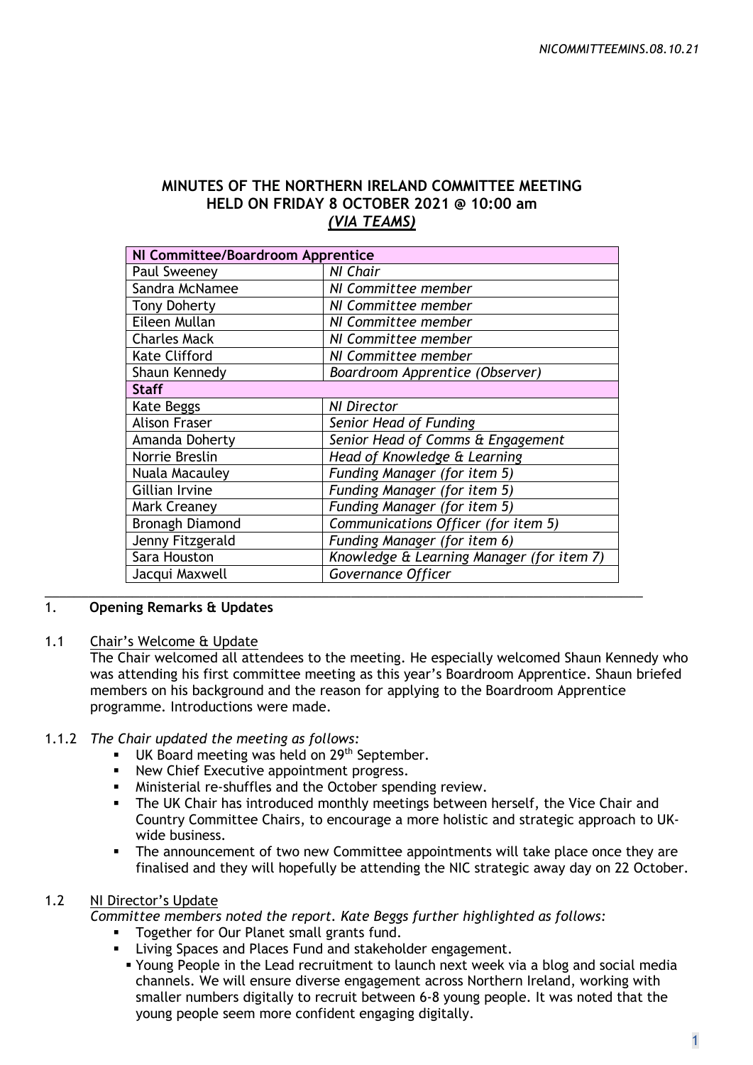## MINUTES OF THE NORTHERN IRELAND COMMITTEE MEETING HELD ON FRIDAY 8 OCTOBER 2021 @ 10:00 am *(VIA TEAMS)*

| NI Committee/Boardroom Apprentice | |
|---|---|
| Paul Sweeney | *NI Chair* |
| Sandra McNamee | *NI Committee member* |
| Tony Doherty | *NI Committee member* |
| Eileen Mullan | *NI Committee member* |
| Charles Mack | *NI Committee member* |
| Kate Clifford | *NI Committee member* |
| Shaun Kennedy | *Boardroom Apprentice (Observer)* |
| **Staff** | |
| Kate Beggs | *NI Director* |
| Alison Fraser | *Senior Head of Funding* |
| Amanda Doherty | *Senior Head of Comms & Engagement* |
| Norrie Breslin | *Head of Knowledge & Learning* |
| Nuala Macauley | *Funding Manager (for item 5)* |
| Gillian Irvine | *Funding Manager (for item 5)* |
| Mark Creaney | *Funding Manager (for item 5)* |
| Bronagh Diamond | *Communications Officer (for item 5)* |
| Jenny Fitzgerald | *Funding Manager (for item 6)* |
| Sara Houston | *Knowledge & Learning Manager (for item 7)* |
| Jacqui Maxwell | *Governance Officer* |

### 1. Opening Remarks & Updates

1.1 Chair's Welcome & Update

The Chair welcomed all attendees to the meeting. He especially welcomed Shaun Kennedy who was attending his first committee meeting as this year's Boardroom Apprentice. Shaun briefed members on his background and the reason for applying to the Boardroom Apprentice programme. Introductions were made.

1.1.2 *The Chair updated the meeting as follows:*

- UK Board meeting was held on 29th September.
- New Chief Executive appointment progress.
- Ministerial re-shuffles and the October spending review.
- The UK Chair has introduced monthly meetings between herself, the Vice Chair and Country Committee Chairs, to encourage a more holistic and strategic approach to UK-wide business.
- The announcement of two new Committee appointments will take place once they are finalised and they will hopefully be attending the NIC strategic away day on 22 October.

1.2 NI Director's Update

*Committee members noted the report. Kate Beggs further highlighted as follows:*

- Together for Our Planet small grants fund.
- Living Spaces and Places Fund and stakeholder engagement.
- Young People in the Lead recruitment to launch next week via a blog and social media channels. We will ensure diverse engagement across Northern Ireland, working with smaller numbers digitally to recruit between 6-8 young people. It was noted that the young people seem more confident engaging digitally.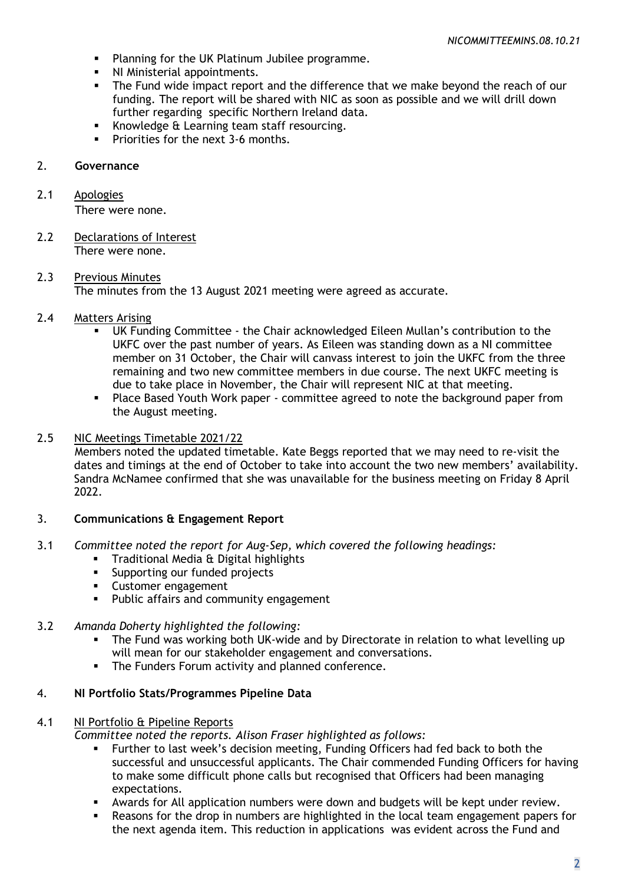- Planning for the UK Platinum Jubilee programme.
- NI Ministerial appointments.
- The Fund wide impact report and the difference that we make beyond the reach of our funding. The report will be shared with NIC as soon as possible and we will drill down further regarding specific Northern Ireland data.
- Knowledge & Learning team staff resourcing.
- Priorities for the next 3-6 months.

## 2. Governance

2.1 Apologies

There were none.

2.2 Declarations of Interest

There were none.

2.3 Previous Minutes

The minutes from the 13 August 2021 meeting were agreed as accurate.

2.4 Matters Arising

- UK Funding Committee - the Chair acknowledged Eileen Mullan's contribution to the UKFC over the past number of years. As Eileen was standing down as a NI committee member on 31 October, the Chair will canvass interest to join the UKFC from the three remaining and two new committee members in due course. The next UKFC meeting is due to take place in November, the Chair will represent NIC at that meeting.
- Place Based Youth Work paper - committee agreed to note the background paper from the August meeting.

2.5 NIC Meetings Timetable 2021/22

Members noted the updated timetable. Kate Beggs reported that we may need to re-visit the dates and timings at the end of October to take into account the two new members' availability. Sandra McNamee confirmed that she was unavailable for the business meeting on Friday 8 April 2022.

## 3. Communications & Engagement Report

3.1 *Committee noted the report for Aug-Sep, which covered the following headings:*

- Traditional Media & Digital highlights
- Supporting our funded projects
- Customer engagement
- Public affairs and community engagement

3.2 *Amanda Doherty highlighted the following:*

- The Fund was working both UK-wide and by Directorate in relation to what levelling up will mean for our stakeholder engagement and conversations.
- The Funders Forum activity and planned conference.

## 4. NI Portfolio Stats/Programmes Pipeline Data

4.1 NI Portfolio & Pipeline Reports

*Committee noted the reports. Alison Fraser highlighted as follows:*

- Further to last week's decision meeting, Funding Officers had fed back to both the successful and unsuccessful applicants. The Chair commended Funding Officers for having to make some difficult phone calls but recognised that Officers had been managing expectations.
- Awards for All application numbers were down and budgets will be kept under review.
- Reasons for the drop in numbers are highlighted in the local team engagement papers for the next agenda item. This reduction in applications was evident across the Fund and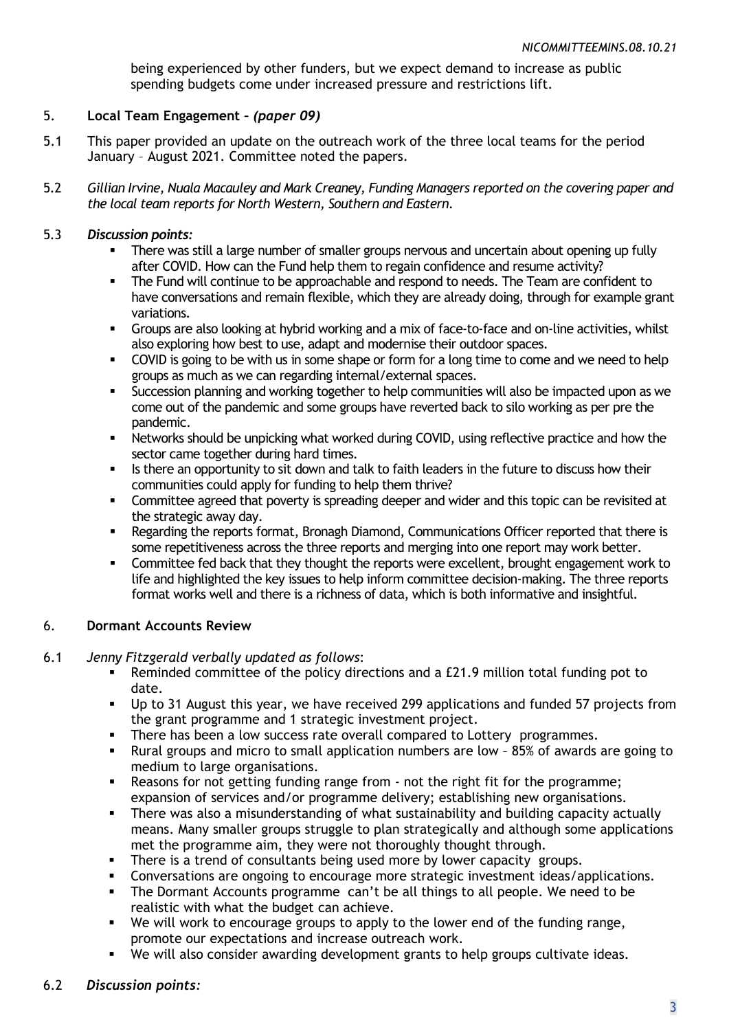being experienced by other funders, but we expect demand to increase as public spending budgets come under increased pressure and restrictions lift.

## 5. Local Team Engagement – *(paper 09)*

5.1 This paper provided an update on the outreach work of the three local teams for the period January – August 2021. Committee noted the papers.

5.2 *Gillian Irvine, Nuala Macauley and Mark Creaney, Funding Managers reported on the covering paper and the local team reports for North Western, Southern and Eastern.*

5.3 ***Discussion points:***

- There was still a large number of smaller groups nervous and uncertain about opening up fully after COVID. How can the Fund help them to regain confidence and resume activity?
- The Fund will continue to be approachable and respond to needs. The Team are confident to have conversations and remain flexible, which they are already doing, through for example grant variations.
- Groups are also looking at hybrid working and a mix of face-to-face and on-line activities, whilst also exploring how best to use, adapt and modernise their outdoor spaces.
- COVID is going to be with us in some shape or form for a long time to come and we need to help groups as much as we can regarding internal/external spaces.
- Succession planning and working together to help communities will also be impacted upon as we come out of the pandemic and some groups have reverted back to silo working as per pre the pandemic.
- Networks should be unpicking what worked during COVID, using reflective practice and how the sector came together during hard times.
- Is there an opportunity to sit down and talk to faith leaders in the future to discuss how their communities could apply for funding to help them thrive?
- Committee agreed that poverty is spreading deeper and wider and this topic can be revisited at the strategic away day.
- Regarding the reports format, Bronagh Diamond, Communications Officer reported that there is some repetitiveness across the three reports and merging into one report may work better.
- Committee fed back that they thought the reports were excellent, brought engagement work to life and highlighted the key issues to help inform committee decision-making. The three reports format works well and there is a richness of data, which is both informative and insightful.

## 6. Dormant Accounts Review

6.1 *Jenny Fitzgerald verbally updated as follows*:

- Reminded committee of the policy directions and a £21.9 million total funding pot to date.
- Up to 31 August this year, we have received 299 applications and funded 57 projects from the grant programme and 1 strategic investment project.
- There has been a low success rate overall compared to Lottery programmes.
- Rural groups and micro to small application numbers are low – 85% of awards are going to medium to large organisations.
- Reasons for not getting funding range from - not the right fit for the programme; expansion of services and/or programme delivery; establishing new organisations.
- There was also a misunderstanding of what sustainability and building capacity actually means. Many smaller groups struggle to plan strategically and although some applications met the programme aim, they were not thoroughly thought through.
- There is a trend of consultants being used more by lower capacity groups.
- Conversations are ongoing to encourage more strategic investment ideas/applications.
- The Dormant Accounts programme can't be all things to all people. We need to be realistic with what the budget can achieve.
- We will work to encourage groups to apply to the lower end of the funding range, promote our expectations and increase outreach work.
- We will also consider awarding development grants to help groups cultivate ideas.

6.2 ***Discussion points:***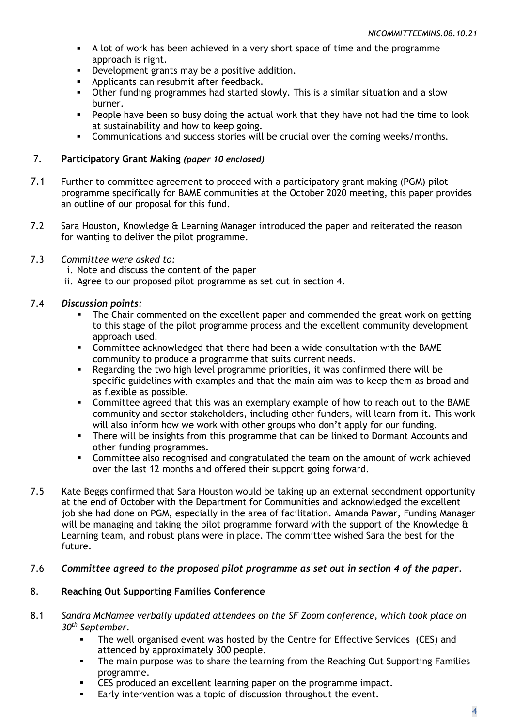- A lot of work has been achieved in a very short space of time and the programme approach is right.
- Development grants may be a positive addition.
- Applicants can resubmit after feedback.
- Other funding programmes had started slowly. This is a similar situation and a slow burner.
- People have been so busy doing the actual work that they have not had the time to look at sustainability and how to keep going.
- Communications and success stories will be crucial over the coming weeks/months.

## 7. Participatory Grant Making *(paper 10 enclosed)*

7.1 Further to committee agreement to proceed with a participatory grant making (PGM) pilot programme specifically for BAME communities at the October 2020 meeting, this paper provides an outline of our proposal for this fund.

7.2 Sara Houston, Knowledge & Learning Manager introduced the paper and reiterated the reason for wanting to deliver the pilot programme.

7.3 *Committee were asked to:*

i. Note and discuss the content of the paper
ii. Agree to our proposed pilot programme as set out in section 4.

7.4 ***Discussion points:***

- The Chair commented on the excellent paper and commended the great work on getting to this stage of the pilot programme process and the excellent community development approach used.
- Committee acknowledged that there had been a wide consultation with the BAME community to produce a programme that suits current needs.
- Regarding the two high level programme priorities, it was confirmed there will be specific guidelines with examples and that the main aim was to keep them as broad and as flexible as possible.
- Committee agreed that this was an exemplary example of how to reach out to the BAME community and sector stakeholders, including other funders, will learn from it. This work will also inform how we work with other groups who don't apply for our funding.
- There will be insights from this programme that can be linked to Dormant Accounts and other funding programmes.
- Committee also recognised and congratulated the team on the amount of work achieved over the last 12 months and offered their support going forward.

7.5 Kate Beggs confirmed that Sara Houston would be taking up an external secondment opportunity at the end of October with the Department for Communities and acknowledged the excellent job she had done on PGM, especially in the area of facilitation. Amanda Pawar, Funding Manager will be managing and taking the pilot programme forward with the support of the Knowledge & Learning team, and robust plans were in place. The committee wished Sara the best for the future.

7.6 ***Committee agreed to the proposed pilot programme as set out in section 4 of the paper.***

## 8. Reaching Out Supporting Families Conference

8.1 *Sandra McNamee verbally updated attendees on the SF Zoom conference, which took place on 30th September.*

- The well organised event was hosted by the Centre for Effective Services (CES) and attended by approximately 300 people.
- The main purpose was to share the learning from the Reaching Out Supporting Families programme.
- CES produced an excellent learning paper on the programme impact.
- Early intervention was a topic of discussion throughout the event.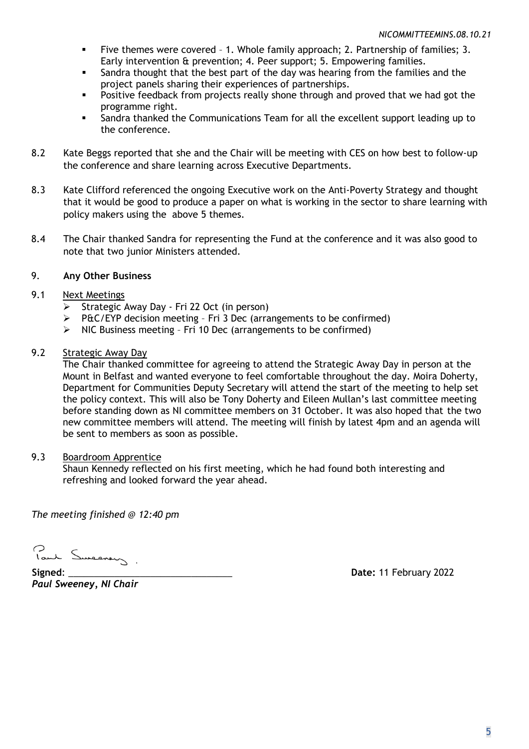- Five themes were covered – 1. Whole family approach; 2. Partnership of families; 3. Early intervention & prevention; 4. Peer support; 5. Empowering families.
- Sandra thought that the best part of the day was hearing from the families and the project panels sharing their experiences of partnerships.
- Positive feedback from projects really shone through and proved that we had got the programme right.
- Sandra thanked the Communications Team for all the excellent support leading up to the conference.

8.2 Kate Beggs reported that she and the Chair will be meeting with CES on how best to follow-up the conference and share learning across Executive Departments.

8.3 Kate Clifford referenced the ongoing Executive work on the Anti-Poverty Strategy and thought that it would be good to produce a paper on what is working in the sector to share learning with policy makers using the above 5 themes.

8.4 The Chair thanked Sandra for representing the Fund at the conference and it was also good to note that two junior Ministers attended.

## 9. Any Other Business

9.1 Next Meetings

- Strategic Away Day - Fri 22 Oct (in person)
- P&C/EYP decision meeting – Fri 3 Dec (arrangements to be confirmed)
- NIC Business meeting – Fri 10 Dec (arrangements to be confirmed)

9.2 Strategic Away Day

The Chair thanked committee for agreeing to attend the Strategic Away Day in person at the Mount in Belfast and wanted everyone to feel comfortable throughout the day. Moira Doherty, Department for Communities Deputy Secretary will attend the start of the meeting to help set the policy context. This will also be Tony Doherty and Eileen Mullan's last committee meeting before standing down as NI committee members on 31 October. It was also hoped that the two new committee members will attend. The meeting will finish by latest 4pm and an agenda will be sent to members as soon as possible.

9.3 Boardroom Apprentice

Shaun Kennedy reflected on his first meeting, which he had found both interesting and refreshing and looked forward the year ahead.

*The meeting finished @ 12:40 pm*

**Signed**: ______________________________ **Date:** 11 February 2022

***Paul Sweeney, NI Chair***